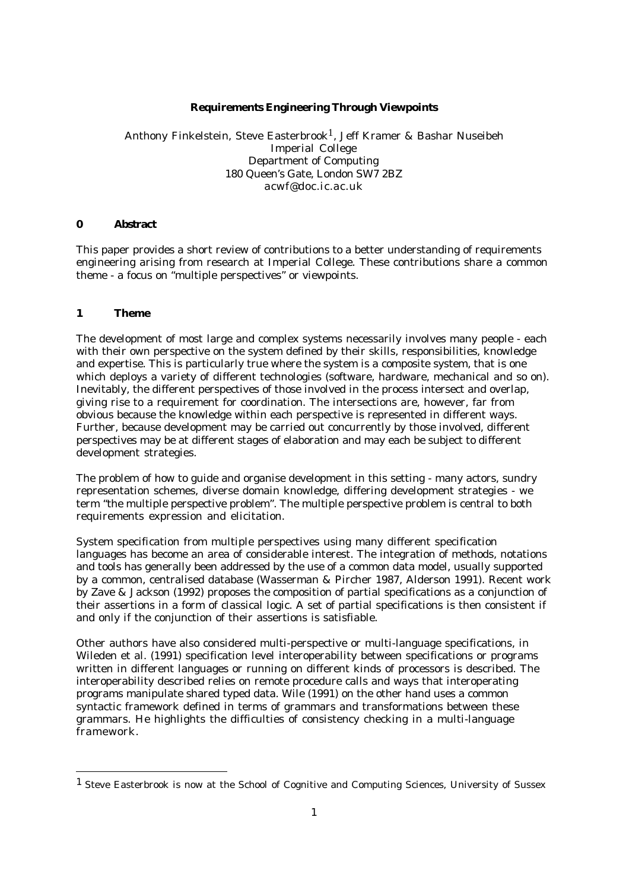# Requirements Engineering Through Viewpoints

Anthony Finkelstein, Steve Easterbrook[1], Jeff Kramer & Bashar Nuseibeh
Imperial College
Department of Computing
180 Queen's Gate, London SW7 2BZ
acwf@doc.ic.ac.uk

## 0 Abstract

This paper provides a short review of contributions to a better understanding of requirements engineering arising from research at Imperial College. These contributions share a common theme - a focus on "multiple perspectives" or viewpoints.

## 1 Theme

The development of most large and complex systems necessarily involves many people - each with their own perspective on the system defined by their skills, responsibilities, knowledge and expertise. This is particularly true where the system is a composite system, that is one which deploys a variety of different technologies (software, hardware, mechanical and so on). Inevitably, the different perspectives of those involved in the process intersect and overlap, giving rise to a requirement for coordination. The intersections are, however, far from obvious because the knowledge within each perspective is represented in different ways. Further, because development may be carried out concurrently by those involved, different perspectives may be at different stages of elaboration and may each be subject to different development strategies.

The problem of how to guide and organise development in this setting - many actors, sundry representation schemes, diverse domain knowledge, differing development strategies - we term "the multiple perspective problem". The multiple perspective problem is central to both requirements expression and elicitation.

System specification from multiple perspectives using many different specification languages has become an area of considerable interest. The integration of methods, notations and tools has generally been addressed by the use of a common data model, usually supported by a common, centralised database (Wasserman & Pircher 1987, Alderson 1991). Recent work by Zave & Jackson (1992) proposes the composition of partial specifications as a conjunction of their assertions in a form of classical logic. A set of partial specifications is then consistent if and only if the conjunction of their assertions is satisfiable.

Other authors have also considered multi-perspective or multi-language specifications, in Wileden et al. (1991) specification level interoperability between specifications or programs written in different languages or running on different kinds of processors is described. The interoperability described relies on remote procedure calls and ways that interoperating programs manipulate shared typed data. Wile (1991) on the other hand uses a common syntactic framework defined in terms of grammars and transformations between these grammars. He highlights the difficulties of consistency checking in a multi-language framework.

[1] Steve Easterbrook is now at the School of Cognitive and Computing Sciences, University of Sussex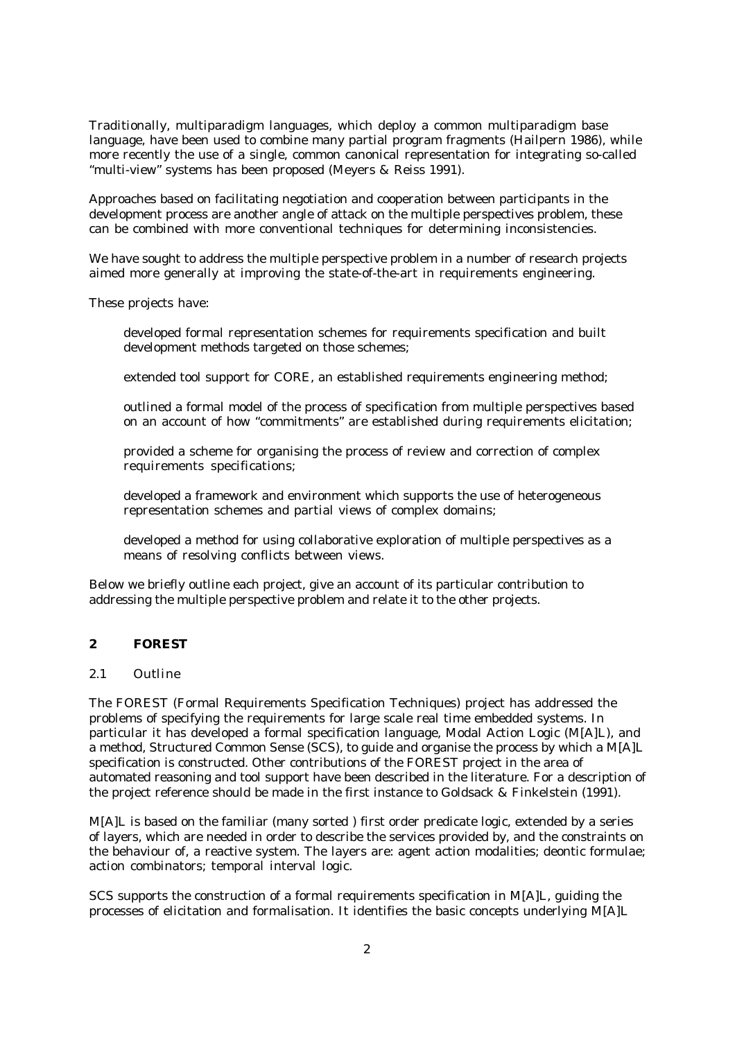Traditionally, multiparadigm languages, which deploy a common multiparadigm base language, have been used to combine many partial program fragments (Hailpern 1986), while more recently the use of a single, common canonical representation for integrating so-called "multi-view" systems has been proposed (Meyers & Reiss 1991).

Approaches based on facilitating negotiation and cooperation between participants in the development process are another angle of attack on the multiple perspectives problem, these can be combined with more conventional techniques for determining inconsistencies.

We have sought to address the multiple perspective problem in a number of research projects aimed more generally at improving the state-of-the-art in requirements engineering.

These projects have:

- developed formal representation schemes for requirements specification and built development methods targeted on those schemes;
- extended tool support for CORE, an established requirements engineering method;
- outlined a formal model of the process of specification from multiple perspectives based on an account of how "commitments" are established during requirements elicitation;
- provided a scheme for organising the process of review and correction of complex requirements specifications;
- developed a framework and environment which supports the use of heterogeneous representation schemes and partial views of complex domains;
- developed a method for using collaborative exploration of multiple perspectives as a means of resolving conflicts between views.

Below we briefly outline each project, give an account of its particular contribution to addressing the multiple perspective problem and relate it to the other projects.

## 2 FOREST

### 2.1 Outline

The FOREST (Formal Requirements Specification Techniques) project has addressed the problems of specifying the requirements for large scale real time embedded systems. In particular it has developed a formal specification language, Modal Action Logic (M[A]L), and a method, Structured Common Sense (SCS), to guide and organise the process by which a M[A]L specification is constructed. Other contributions of the FOREST project in the area of automated reasoning and tool support have been described in the literature. For a description of the project reference should be made in the first instance to Goldsack & Finkelstein (1991).

M[A]L is based on the familiar (many sorted ) first order predicate logic, extended by a series of layers, which are needed in order to describe the services provided by, and the constraints on the behaviour of, a reactive system. The layers are: agent action modalities; deontic formulae; action combinators; temporal interval logic.

SCS supports the construction of a formal requirements specification in M[A]L, guiding the processes of elicitation and formalisation. It identifies the basic concepts underlying M[A]L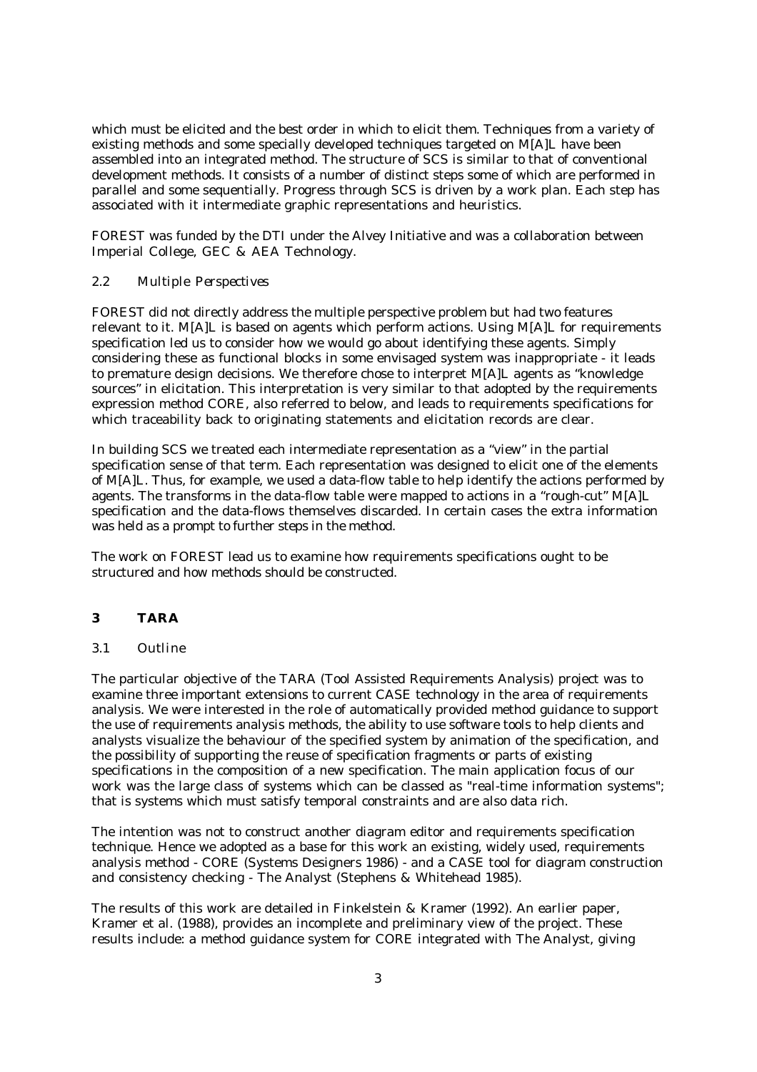which must be elicited and the best order in which to elicit them. Techniques from a variety of existing methods and some specially developed techniques targeted on M[A]L have been assembled into an integrated method. The structure of SCS is similar to that of conventional development methods. It consists of a number of distinct steps some of which are performed in parallel and some sequentially. Progress through SCS is driven by a work plan. Each step has associated with it intermediate graphic representations and heuristics.

FOREST was funded by the DTI under the Alvey Initiative and was a collaboration between Imperial College, GEC & AEA Technology.

### 2.2 Multiple Perspectives

FOREST did not directly address the multiple perspective problem but had two features relevant to it. M[A]L is based on agents which perform actions. Using M[A]L for requirements specification led us to consider how we would go about identifying these agents. Simply considering these as functional blocks in some envisaged system was inappropriate - it leads to premature design decisions. We therefore chose to interpret M[A]L agents as "knowledge sources" in elicitation. This interpretation is very similar to that adopted by the requirements expression method CORE, also referred to below, and leads to requirements specifications for which traceability back to originating statements and elicitation records are clear.

In building SCS we treated each intermediate representation as a "view" in the partial specification sense of that term. Each representation was designed to elicit one of the elements of M[A]L. Thus, for example, we used a data-flow table to help identify the actions performed by agents. The transforms in the data-flow table were mapped to actions in a "rough-cut" M[A]L specification and the data-flows themselves discarded. In certain cases the extra information was held as a prompt to further steps in the method.

The work on FOREST lead us to examine how requirements specifications ought to be structured and how methods should be constructed.

## 3 TARA

### 3.1 Outline

The particular objective of the TARA (Tool Assisted Requirements Analysis) project was to examine three important extensions to current CASE technology in the area of requirements analysis. We were interested in the role of automatically provided method guidance to support the use of requirements analysis methods, the ability to use software tools to help clients and analysts visualize the behaviour of the specified system by animation of the specification, and the possibility of supporting the reuse of specification fragments or parts of existing specifications in the composition of a new specification. The main application focus of our work was the large class of systems which can be classed as "real-time information systems"; that is systems which must satisfy temporal constraints and are also data rich.

The intention was not to construct another diagram editor and requirements specification technique. Hence we adopted as a base for this work an existing, widely used, requirements analysis method - CORE (Systems Designers 1986) - and a CASE tool for diagram construction and consistency checking - The Analyst (Stephens & Whitehead 1985).

The results of this work are detailed in Finkelstein & Kramer (1992). An earlier paper, Kramer et al. (1988), provides an incomplete and preliminary view of the project. These results include: a method guidance system for CORE integrated with The Analyst, giving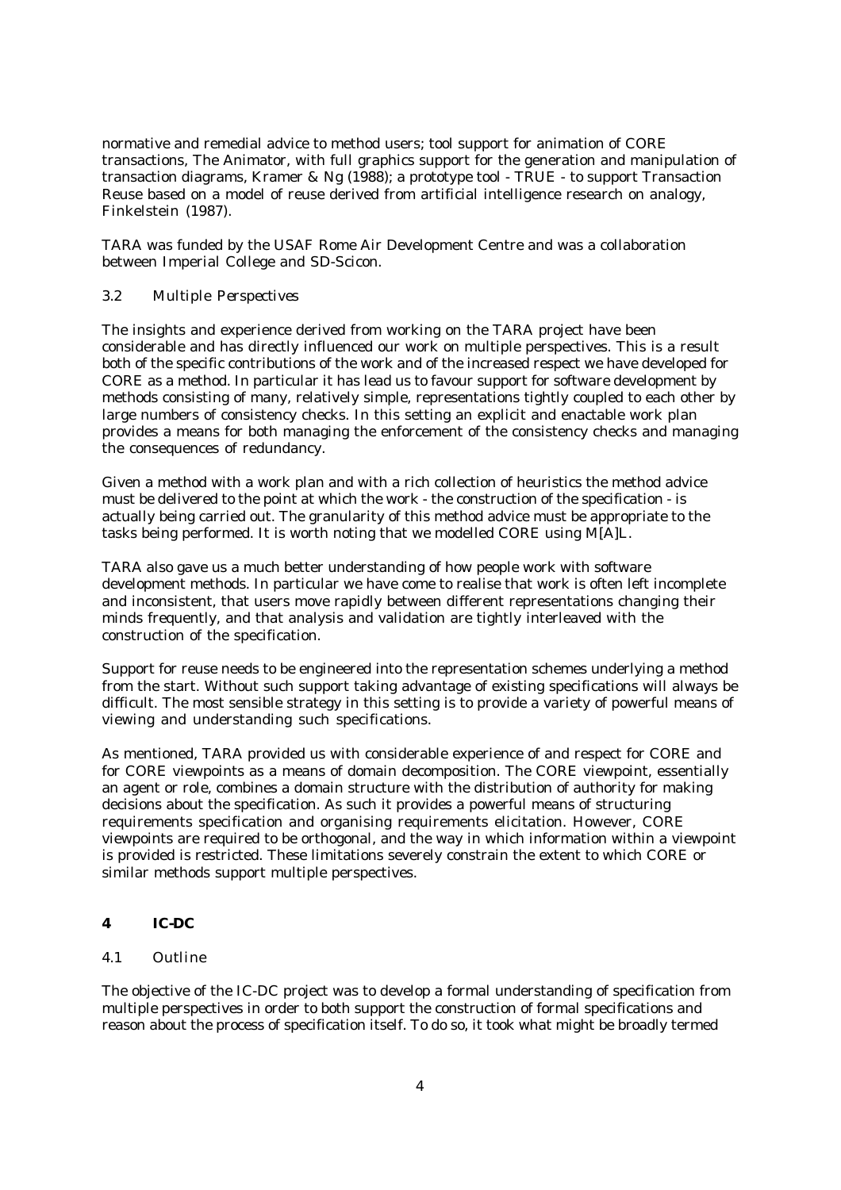normative and remedial advice to method users; tool support for animation of CORE transactions, The Animator, with full graphics support for the generation and manipulation of transaction diagrams, Kramer & Ng (1988); a prototype tool - TRUE - to support Transaction Reuse based on a model of reuse derived from artificial intelligence research on analogy, Finkelstein (1987).

TARA was funded by the USAF Rome Air Development Centre and was a collaboration between Imperial College and SD-Scicon.

### 3.2 Multiple Perspectives

The insights and experience derived from working on the TARA project have been considerable and has directly influenced our work on multiple perspectives. This is a result both of the specific contributions of the work and of the increased respect we have developed for CORE as a method. In particular it has lead us to favour support for software development by methods consisting of many, relatively simple, representations tightly coupled to each other by large numbers of consistency checks. In this setting an explicit and enactable work plan provides a means for both managing the enforcement of the consistency checks and managing the consequences of redundancy.

Given a method with a work plan and with a rich collection of heuristics the method advice must be delivered to the point at which the work - the construction of the specification - is actually being carried out. The granularity of this method advice must be appropriate to the tasks being performed. It is worth noting that we modelled CORE using M[A]L.

TARA also gave us a much better understanding of how people work with software development methods. In particular we have come to realise that work is often left incomplete and inconsistent, that users move rapidly between different representations changing their minds frequently, and that analysis and validation are tightly interleaved with the construction of the specification.

Support for reuse needs to be engineered into the representation schemes underlying a method from the start. Without such support taking advantage of existing specifications will always be difficult. The most sensible strategy in this setting is to provide a variety of powerful means of viewing and understanding such specifications.

As mentioned, TARA provided us with considerable experience of and respect for CORE and for CORE viewpoints as a means of domain decomposition. The CORE viewpoint, essentially an agent or role, combines a domain structure with the distribution of authority for making decisions about the specification. As such it provides a powerful means of structuring requirements specification and organising requirements elicitation. However, CORE viewpoints are required to be orthogonal, and the way in which information within a viewpoint is provided is restricted. These limitations severely constrain the extent to which CORE or similar methods support multiple perspectives.

## 4 IC-DC

### 4.1 Outline

The objective of the IC-DC project was to develop a formal understanding of specification from multiple perspectives in order to both support the construction of formal specifications and reason about the process of specification itself. To do so, it took what might be broadly termed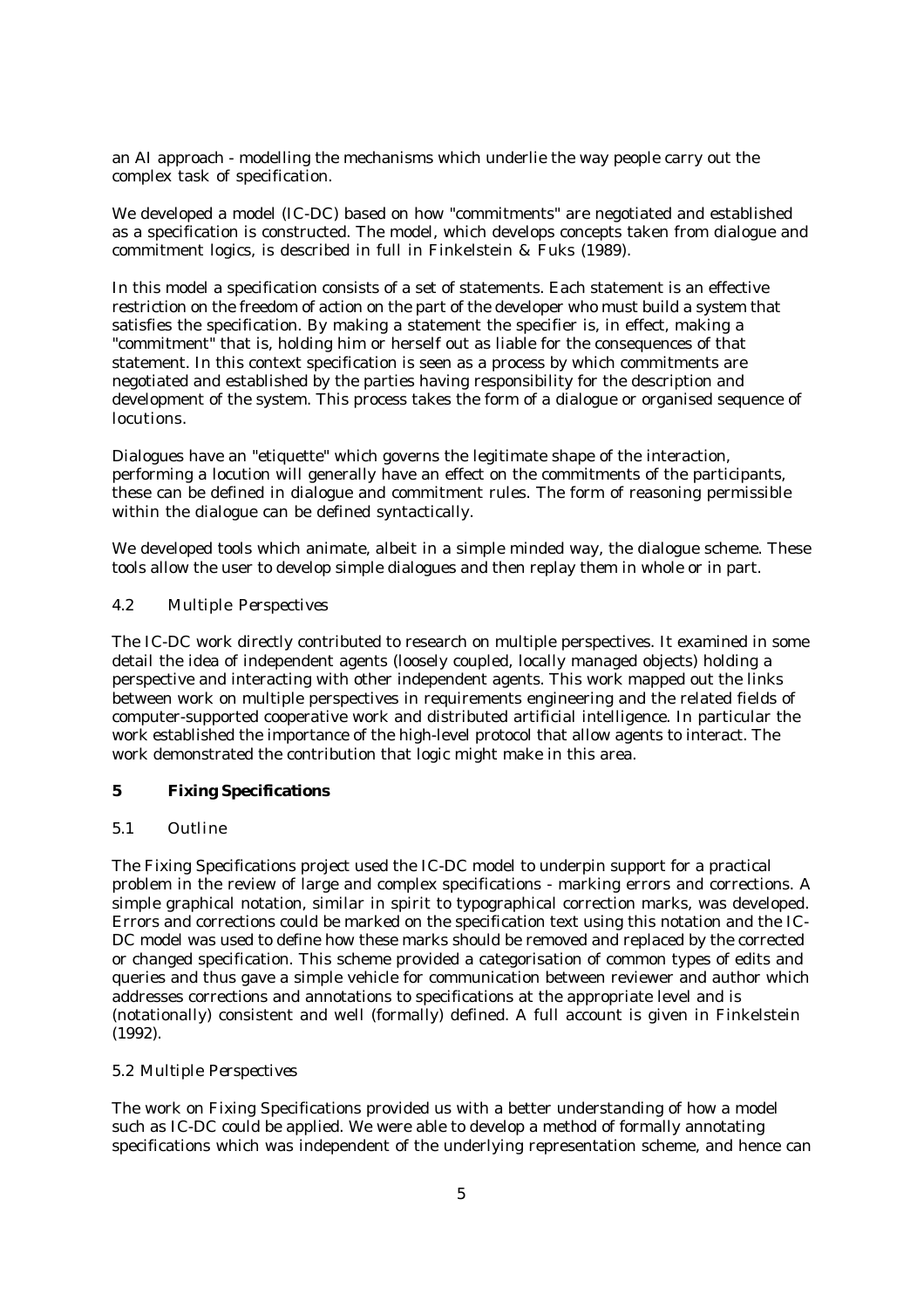an AI approach - modelling the mechanisms which underlie the way people carry out the complex task of specification.

We developed a model (IC-DC) based on how "commitments" are negotiated and established as a specification is constructed. The model, which develops concepts taken from dialogue and commitment logics, is described in full in Finkelstein & Fuks (1989).

In this model a specification consists of a set of statements. Each statement is an effective restriction on the freedom of action on the part of the developer who must build a system that satisfies the specification. By making a statement the specifier is, in effect, making a "commitment" that is, holding him or herself out as liable for the consequences of that statement. In this context specification is seen as a process by which commitments are negotiated and established by the parties having responsibility for the description and development of the system. This process takes the form of a dialogue or organised sequence of locutions.

Dialogues have an "etiquette" which governs the legitimate shape of the interaction, performing a locution will generally have an effect on the commitments of the participants, these can be defined in dialogue and commitment rules. The form of reasoning permissible within the dialogue can be defined syntactically.

We developed tools which animate, albeit in a simple minded way, the dialogue scheme. These tools allow the user to develop simple dialogues and then replay them in whole or in part.

### 4.2 Multiple Perspectives

The IC-DC work directly contributed to research on multiple perspectives. It examined in some detail the idea of independent agents (loosely coupled, locally managed objects) holding a perspective and interacting with other independent agents. This work mapped out the links between work on multiple perspectives in requirements engineering and the related fields of computer-supported cooperative work and distributed artificial intelligence. In particular the work established the importance of the high-level protocol that allow agents to interact. The work demonstrated the contribution that logic might make in this area.

## 5 Fixing Specifications

### 5.1 Outline

The Fixing Specifications project used the IC-DC model to underpin support for a practical problem in the review of large and complex specifications - marking errors and corrections. A simple graphical notation, similar in spirit to typographical correction marks, was developed. Errors and corrections could be marked on the specification text using this notation and the IC-DC model was used to define how these marks should be removed and replaced by the corrected or changed specification. This scheme provided a categorisation of common types of edits and queries and thus gave a simple vehicle for communication between reviewer and author which addresses corrections and annotations to specifications at the appropriate level and is (notationally) consistent and well (formally) defined. A full account is given in Finkelstein (1992).

### 5.2 Multiple Perspectives

The work on Fixing Specifications provided us with a better understanding of how a model such as IC-DC could be applied. We were able to develop a method of formally annotating specifications which was independent of the underlying representation scheme, and hence can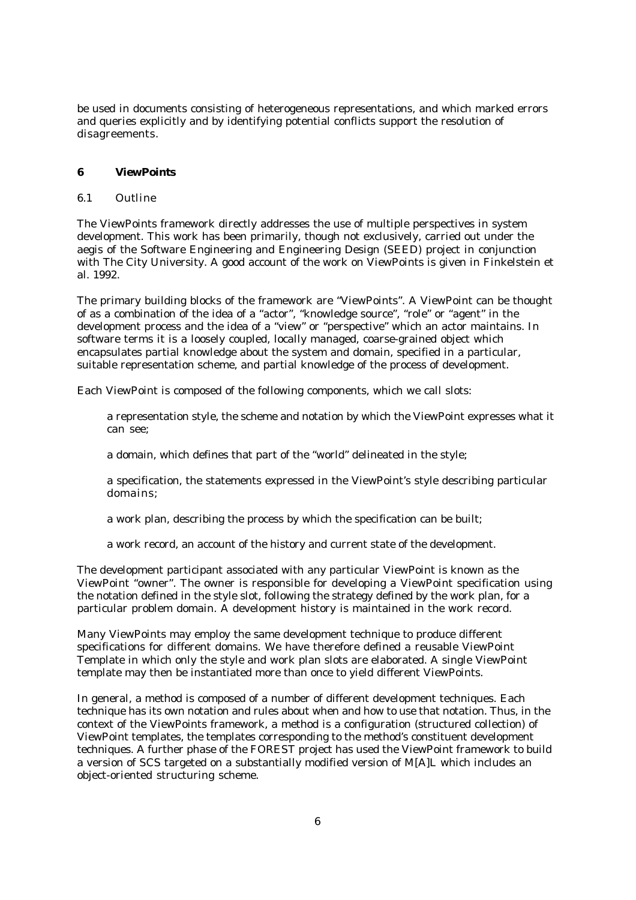be used in documents consisting of heterogeneous representations, and which marked errors and queries explicitly and by identifying potential conflicts support the resolution of disagreements.

## 6 ViewPoints

### 6.1 Outline

The ViewPoints framework directly addresses the use of multiple perspectives in system development. This work has been primarily, though not exclusively, carried out under the aegis of the Software Engineering and Engineering Design (SEED) project in conjunction with The City University. A good account of the work on ViewPoints is given in Finkelstein et al. 1992.

The primary building blocks of the framework are "ViewPoints". A ViewPoint can be thought of as a combination of the idea of a "actor", "knowledge source", "role" or "agent" in the development process and the idea of a "view" or "perspective" which an actor maintains. In software terms it is a loosely coupled, locally managed, coarse-grained object which encapsulates partial knowledge about the system and domain, specified in a particular, suitable representation scheme, and partial knowledge of the process of development.

Each ViewPoint is composed of the following components, which we call slots:

a representation style, the scheme and notation by which the ViewPoint expresses what it can see;

a domain, which defines that part of the "world" delineated in the style;

a specification, the statements expressed in the ViewPoint's style describing particular domains;

a work plan, describing the process by which the specification can be built;

a work record, an account of the history and current state of the development.

The development participant associated with any particular ViewPoint is known as the ViewPoint "owner". The owner is responsible for developing a ViewPoint specification using the notation defined in the style slot, following the strategy defined by the work plan, for a particular problem domain. A development history is maintained in the work record.

Many ViewPoints may employ the same development technique to produce different specifications for different domains. We have therefore defined a reusable ViewPoint Template in which only the style and work plan slots are elaborated. A single ViewPoint template may then be instantiated more than once to yield different ViewPoints.

In general, a method is composed of a number of different development techniques. Each technique has its own notation and rules about when and how to use that notation. Thus, in the context of the ViewPoints framework, a method is a configuration (structured collection) of ViewPoint templates, the templates corresponding to the method's constituent development techniques. A further phase of the FOREST project has used the ViewPoint framework to build a version of SCS targeted on a substantially modified version of M[A]L which includes an object-oriented structuring scheme.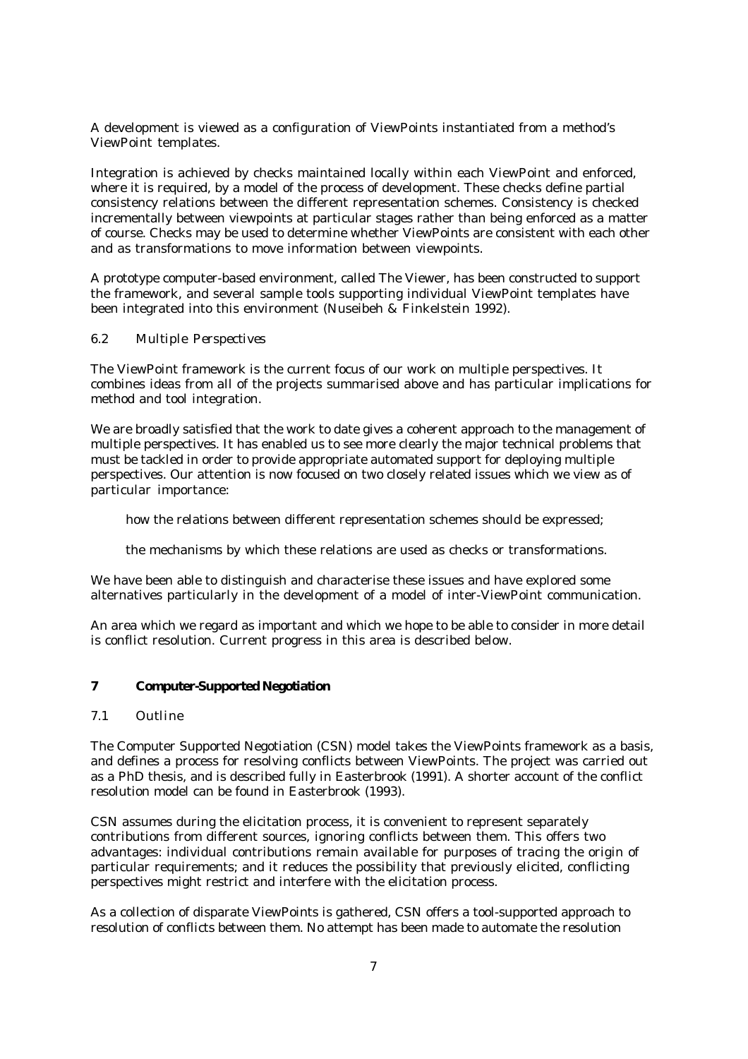A development is viewed as a configuration of ViewPoints instantiated from a method's ViewPoint templates.

Integration is achieved by checks maintained locally within each ViewPoint and enforced, where it is required, by a model of the process of development. These checks define partial consistency relations between the different representation schemes. Consistency is checked incrementally between viewpoints at particular stages rather than being enforced as a matter of course. Checks may be used to determine whether ViewPoints are consistent with each other and as transformations to move information between viewpoints.

A prototype computer-based environment, called The Viewer, has been constructed to support the framework, and several sample tools supporting individual ViewPoint templates have been integrated into this environment (Nuseibeh & Finkelstein 1992).

### 6.2 Multiple Perspectives

The ViewPoint framework is the current focus of our work on multiple perspectives. It combines ideas from all of the projects summarised above and has particular implications for method and tool integration.

We are broadly satisfied that the work to date gives a coherent approach to the management of multiple perspectives. It has enabled us to see more clearly the major technical problems that must be tackled in order to provide appropriate automated support for deploying multiple perspectives. Our attention is now focused on two closely related issues which we view as of particular importance:

- how the relations between different representation schemes should be expressed;
- the mechanisms by which these relations are used as checks or transformations.

We have been able to distinguish and characterise these issues and have explored some alternatives particularly in the development of a model of inter-ViewPoint communication.

An area which we regard as important and which we hope to be able to consider in more detail is conflict resolution. Current progress in this area is described below.

## 7 Computer-Supported Negotiation

### 7.1 Outline

The Computer Supported Negotiation (CSN) model takes the ViewPoints framework as a basis, and defines a process for resolving conflicts between ViewPoints. The project was carried out as a PhD thesis, and is described fully in Easterbrook (1991). A shorter account of the conflict resolution model can be found in Easterbrook (1993).

CSN assumes during the elicitation process, it is convenient to represent separately contributions from different sources, ignoring conflicts between them. This offers two advantages: individual contributions remain available for purposes of tracing the origin of particular requirements; and it reduces the possibility that previously elicited, conflicting perspectives might restrict and interfere with the elicitation process.

As a collection of disparate ViewPoints is gathered, CSN offers a tool-supported approach to resolution of conflicts between them. No attempt has been made to automate the resolution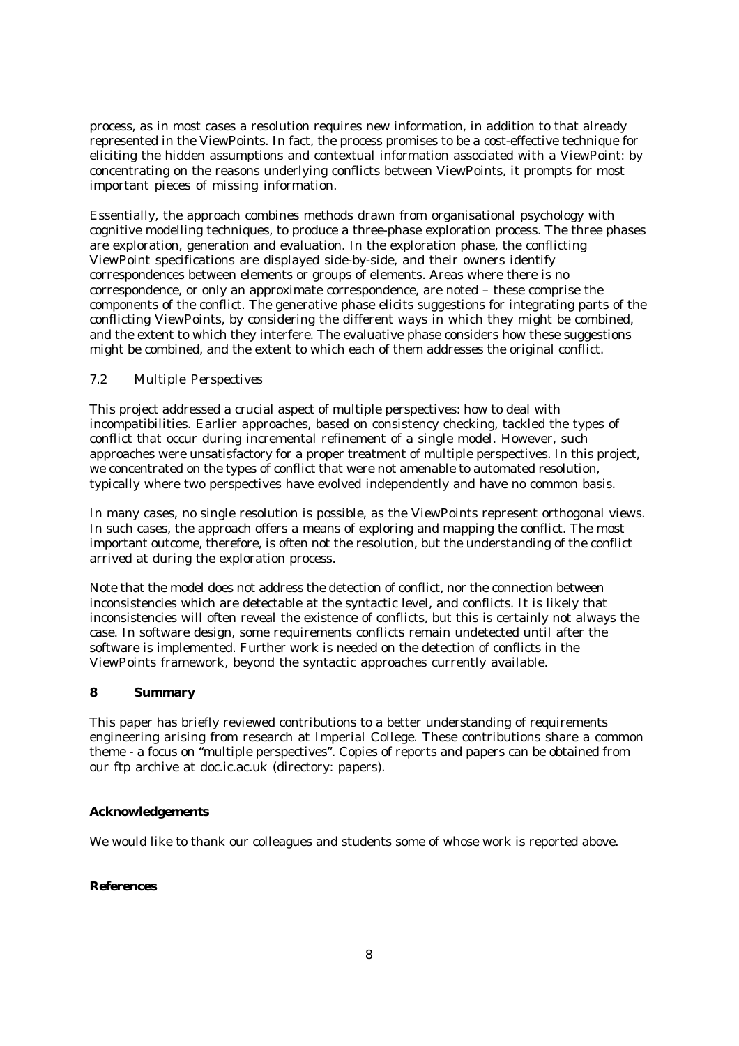process, as in most cases a resolution requires new information, in addition to that already represented in the ViewPoints. In fact, the process promises to be a cost-effective technique for eliciting the hidden assumptions and contextual information associated with a ViewPoint: by concentrating on the reasons underlying conflicts between ViewPoints, it prompts for most important pieces of missing information.

Essentially, the approach combines methods drawn from organisational psychology with cognitive modelling techniques, to produce a three-phase exploration process. The three phases are exploration, generation and evaluation. In the exploration phase, the conflicting ViewPoint specifications are displayed side-by-side, and their owners identify correspondences between elements or groups of elements. Areas where there is no correspondence, or only an approximate correspondence, are noted – these comprise the components of the conflict. The generative phase elicits suggestions for integrating parts of the conflicting ViewPoints, by considering the different ways in which they might be combined, and the extent to which they interfere. The evaluative phase considers how these suggestions might be combined, and the extent to which each of them addresses the original conflict.

### 7.2 Multiple Perspectives

This project addressed a crucial aspect of multiple perspectives: how to deal with incompatibilities. Earlier approaches, based on consistency checking, tackled the types of conflict that occur during incremental refinement of a single model. However, such approaches were unsatisfactory for a proper treatment of multiple perspectives. In this project, we concentrated on the types of conflict that were not amenable to automated resolution, typically where two perspectives have evolved independently and have no common basis.

In many cases, no single resolution is possible, as the ViewPoints represent orthogonal views. In such cases, the approach offers a means of exploring and mapping the conflict. The most important outcome, therefore, is often not the resolution, but the understanding of the conflict arrived at during the exploration process.

Note that the model does not address the detection of conflict, nor the connection between inconsistencies which are detectable at the syntactic level, and conflicts. It is likely that inconsistencies will often reveal the existence of conflicts, but this is certainly not always the case. In software design, some requirements conflicts remain undetected until after the software is implemented. Further work is needed on the detection of conflicts in the ViewPoints framework, beyond the syntactic approaches currently available.

## 8 Summary

This paper has briefly reviewed contributions to a better understanding of requirements engineering arising from research at Imperial College. These contributions share a common theme - a focus on "multiple perspectives". Copies of reports and papers can be obtained from our ftp archive at doc.ic.ac.uk (directory: papers).

## Acknowledgements

We would like to thank our colleagues and students some of whose work is reported above.

## References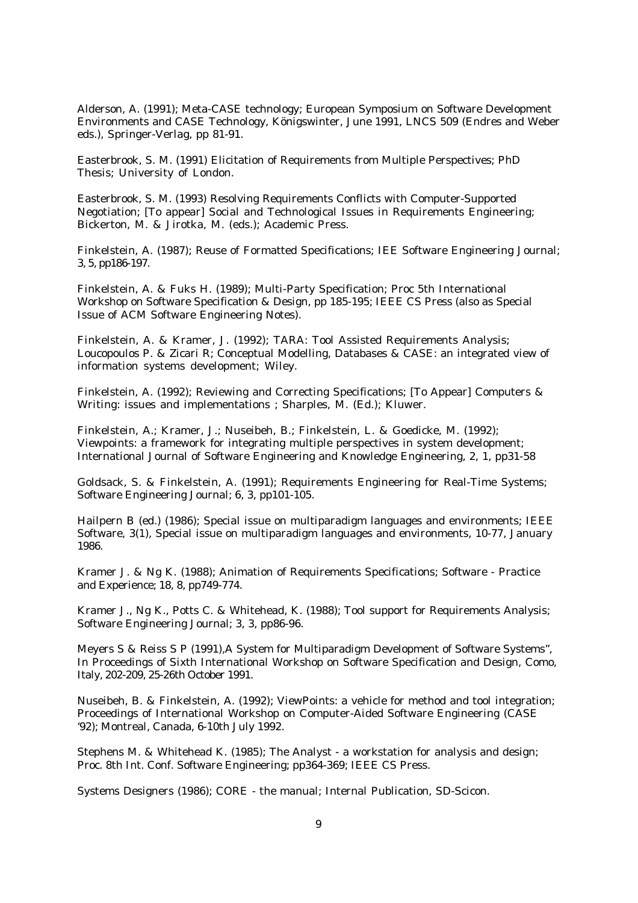Alderson, A. (1991); Meta-CASE technology; European Symposium on Software Development Environments and CASE Technology, Königswinter, June 1991, LNCS 509 (Endres and Weber eds.), Springer-Verlag, pp 81-91.

Easterbrook, S. M. (1991) Elicitation of Requirements from Multiple Perspectives; PhD Thesis; University of London.

Easterbrook, S. M. (1993) Resolving Requirements Conflicts with Computer-Supported Negotiation; [To appear] Social and Technological Issues in Requirements Engineering; Bickerton, M. & Jirotka, M. (eds.); Academic Press.

Finkelstein, A. (1987); Reuse of Formatted Specifications; IEE Software Engineering Journal; 3, 5, pp186-197.

Finkelstein, A. & Fuks H. (1989); Multi-Party Specification; Proc 5th International Workshop on Software Specification & Design, pp 185-195; IEEE CS Press (also as Special Issue of ACM Software Engineering Notes).

Finkelstein, A. & Kramer, J. (1992); TARA: Tool Assisted Requirements Analysis; Loucopoulos P. & Zicari R; Conceptual Modelling, Databases & CASE: an integrated view of information systems development; Wiley.

Finkelstein, A. (1992); Reviewing and Correcting Specifications; [To Appear] Computers & Writing: issues and implementations ; Sharples, M. (Ed.); Kluwer.

Finkelstein, A.; Kramer, J.; Nuseibeh, B.; Finkelstein, L. & Goedicke, M. (1992); Viewpoints: a framework for integrating multiple perspectives in system development; International Journal of Software Engineering and Knowledge Engineering, 2, 1, pp31-58

Goldsack, S. & Finkelstein, A. (1991); Requirements Engineering for Real-Time Systems; Software Engineering Journal; 6, 3, pp101-105.

Hailpern B (ed.) (1986); Special issue on multiparadigm languages and environments; IEEE Software, 3(1), Special issue on multiparadigm languages and environments, 10-77, January 1986.

Kramer J. & Ng K. (1988); Animation of Requirements Specifications; Software - Practice and Experience; 18, 8, pp749-774.

Kramer J., Ng K., Potts C. & Whitehead, K. (1988); Tool support for Requirements Analysis; Software Engineering Journal; 3, 3, pp86-96.

Meyers S & Reiss S P (1991),A System for Multiparadigm Development of Software Systems", In Proceedings of Sixth International Workshop on Software Specification and Design, Como, Italy, 202-209, 25-26th October 1991.

Nuseibeh, B. & Finkelstein, A. (1992); ViewPoints: a vehicle for method and tool integration; Proceedings of International Workshop on Computer-Aided Software Engineering (CASE '92); Montreal, Canada, 6-10th July 1992.

Stephens M. & Whitehead K. (1985); The Analyst - a workstation for analysis and design; Proc. 8th Int. Conf. Software Engineering; pp364-369; IEEE CS Press.

Systems Designers (1986); CORE - the manual; Internal Publication, SD-Scicon.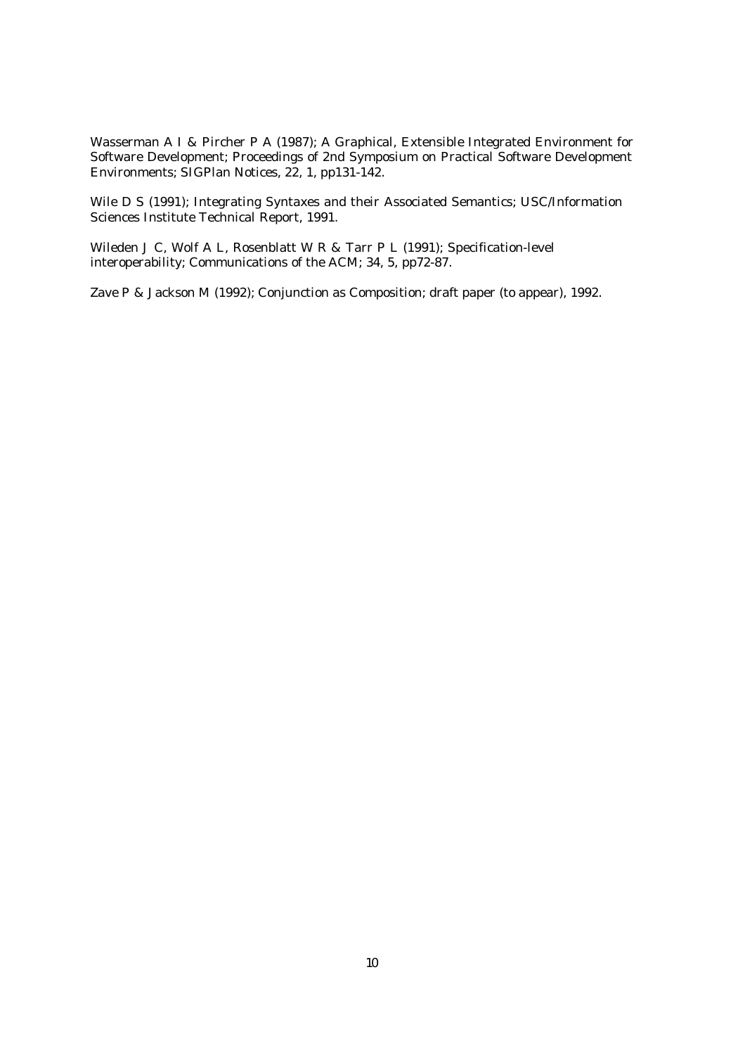Wasserman A I & Pircher P A (1987); A Graphical, Extensible Integrated Environment for Software Development; Proceedings of 2nd Symposium on Practical Software Development Environments; SIGPlan Notices, 22, 1, pp131-142.

Wile D S (1991); Integrating Syntaxes and their Associated Semantics; USC/Information Sciences Institute Technical Report, 1991.

Wileden J C, Wolf A L, Rosenblatt W R & Tarr P L (1991); Specification-level interoperability; Communications of the ACM; 34, 5, pp72-87.

Zave P & Jackson M (1992); Conjunction as Composition; draft paper (to appear), 1992.